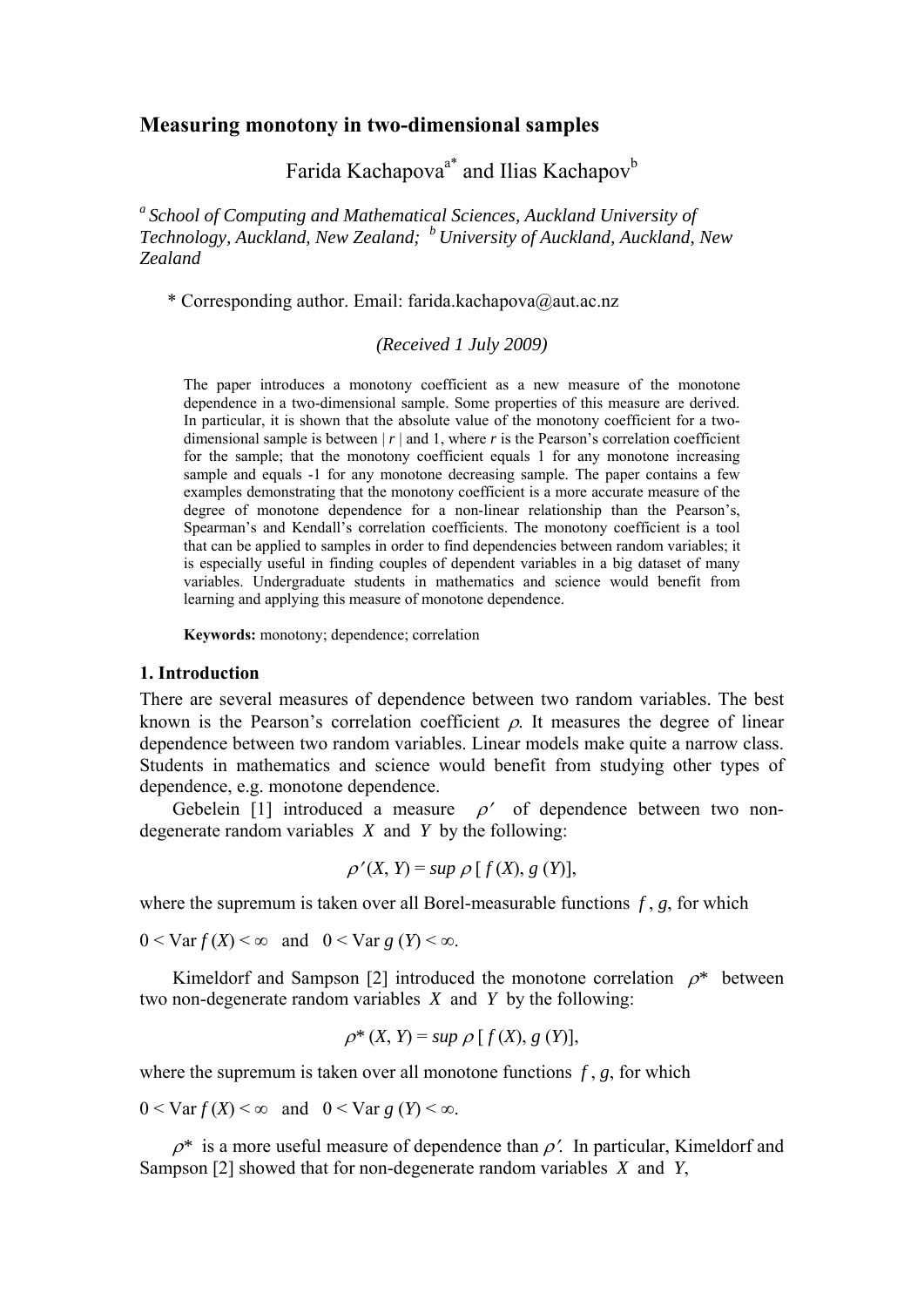# Measuring monotony in two-dimensional samples

Farida Kachapova[a*] and Ilias Kachapov[b]

[a] *School of Computing and Mathematical Sciences, Auckland University of Technology, Auckland, New Zealand;* [b] *University of Auckland, Auckland, New Zealand*

\* Corresponding author. Email: farida.kachapova@aut.ac.nz

*(Received 1 July 2009)*

The paper introduces a monotony coefficient as a new measure of the monotone dependence in a two-dimensional sample. Some properties of this measure are derived. In particular, it is shown that the absolute value of the monotony coefficient for a two-dimensional sample is between $|r|$ and 1, where $r$ is the Pearson's correlation coefficient for the sample; that the monotony coefficient equals 1 for any monotone increasing sample and equals -1 for any monotone decreasing sample. The paper contains a few examples demonstrating that the monotony coefficient is a more accurate measure of the degree of monotone dependence for a non-linear relationship than the Pearson's, Spearman's and Kendall's correlation coefficients. The monotony coefficient is a tool that can be applied to samples in order to find dependencies between random variables; it is especially useful in finding couples of dependent variables in a big dataset of many variables. Undergraduate students in mathematics and science would benefit from learning and applying this measure of monotone dependence.

**Keywords:** monotony; dependence; correlation

## 1. Introduction

There are several measures of dependence between two random variables. The best known is the Pearson's correlation coefficient $\rho$. It measures the degree of linear dependence between two random variables. Linear models make quite a narrow class. Students in mathematics and science would benefit from studying other types of dependence, e.g. monotone dependence.

Gebelein [1] introduced a measure $\rho'$ of dependence between two non-degenerate random variables $X$ and $Y$ by the following:

$$\rho'(X, Y) = sup\, \rho\,[\,f(X), g\,(Y)],$$

where the supremum is taken over all Borel-measurable functions $f$, $g$, for which

$0 < \text{Var}\, f(X) < \infty$ and $0 < \text{Var}\, g\,(Y) < \infty$.

Kimeldorf and Sampson [2] introduced the monotone correlation $\rho^*$ between two non-degenerate random variables $X$ and $Y$ by the following:

$$\rho^*(X, Y) = sup\, \rho\,[\,f(X), g\,(Y)],$$

where the supremum is taken over all monotone functions $f$, $g$, for which

$0 < \text{Var}\, f(X) < \infty$ and $0 < \text{Var}\, g\,(Y) < \infty$.

$\rho^*$ is a more useful measure of dependence than $\rho'$. In particular, Kimeldorf and Sampson [2] showed that for non-degenerate random variables $X$ and $Y$,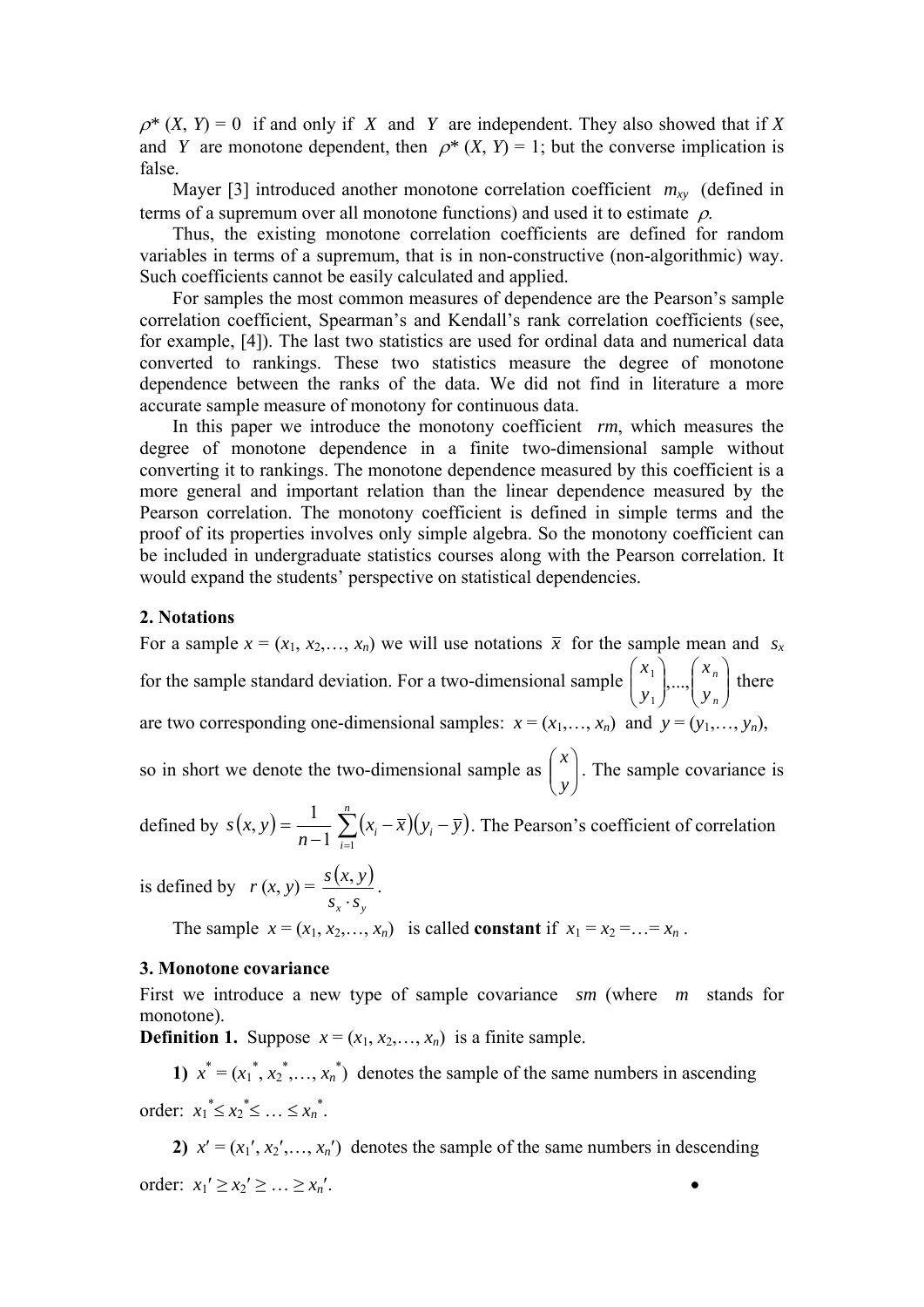$\rho^*(X, Y) = 0$ if and only if $X$ and $Y$ are independent. They also showed that if $X$ and $Y$ are monotone dependent, then $\rho^*(X, Y) = 1$; but the converse implication is false.

Mayer [3] introduced another monotone correlation coefficient $m_{xy}$ (defined in terms of a supremum over all monotone functions) and used it to estimate $\rho$.

Thus, the existing monotone correlation coefficients are defined for random variables in terms of a supremum, that is in non-constructive (non-algorithmic) way. Such coefficients cannot be easily calculated and applied.

For samples the most common measures of dependence are the Pearson's sample correlation coefficient, Spearman's and Kendall's rank correlation coefficients (see, for example, [4]). The last two statistics are used for ordinal data and numerical data converted to rankings. These two statistics measure the degree of monotone dependence between the ranks of the data. We did not find in literature a more accurate sample measure of monotony for continuous data.

In this paper we introduce the monotony coefficient $rm$, which measures the degree of monotone dependence in a finite two-dimensional sample without converting it to rankings. The monotone dependence measured by this coefficient is a more general and important relation than the linear dependence measured by the Pearson correlation. The monotony coefficient is defined in simple terms and the proof of its properties involves only simple algebra. So the monotony coefficient can be included in undergraduate statistics courses along with the Pearson correlation. It would expand the students' perspective on statistical dependencies.

## 2. Notations

For a sample $x = (x_1, x_2, \ldots, x_n)$ we will use notations $\bar{x}$ for the sample mean and $s_x$ for the sample standard deviation. For a two-dimensional sample $\begin{pmatrix} x_1 \\ y_1 \end{pmatrix}, \ldots, \begin{pmatrix} x_n \\ y_n \end{pmatrix}$ there are two corresponding one-dimensional samples: $x = (x_1, \ldots, x_n)$ and $y = (y_1, \ldots, y_n)$, so in short we denote the two-dimensional sample as $\begin{pmatrix} x \\ y \end{pmatrix}$. The sample covariance is defined by $s(x, y) = \frac{1}{n-1} \sum_{i=1}^{n} (x_i - \bar{x})(y_i - \bar{y})$. The Pearson's coefficient of correlation is defined by $r(x, y) = \frac{s(x, y)}{s_x \cdot s_y}$.

The sample $x = (x_1, x_2, \ldots, x_n)$ is called **constant** if $x_1 = x_2 = \ldots = x_n$.

## 3. Monotone covariance

First we introduce a new type of sample covariance $sm$ (where $m$ stands for monotone).

**Definition 1.** Suppose $x = (x_1, x_2, \ldots, x_n)$ is a finite sample.

**1)** $x^* = (x_1^*, x_2^*, \ldots, x_n^*)$ denotes the sample of the same numbers in ascending order: $x_1^* \leq x_2^* \leq \ldots \leq x_n^*$.

**2)** $x' = (x_1', x_2', \ldots, x_n')$ denotes the sample of the same numbers in descending order: $x_1' \geq x_2' \geq \ldots \geq x_n'$. •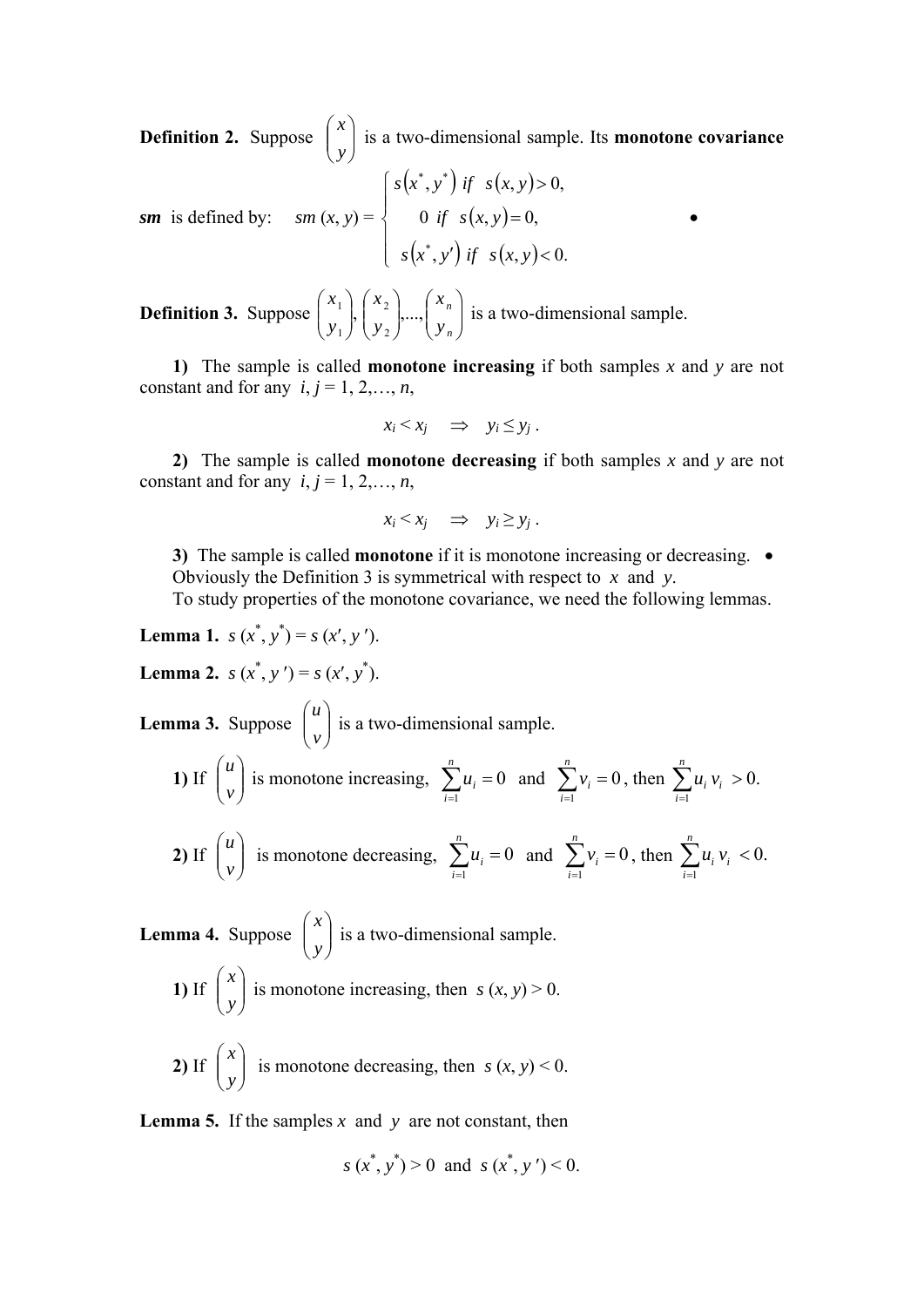**Definition 2.** Suppose $\begin{pmatrix} x \\ y \end{pmatrix}$ is a two-dimensional sample. Its **monotone covariance** ***sm*** is defined by:

$$sm\,(x, y) = \begin{cases} s\left(x^*, y^*\right) \ if \ \ s\left(x, y\right) > 0, \\ 0 \ \ if \ \ s\left(x, y\right) = 0, \\ s\left(x^*, y'\right) \ if \ \ s\left(x, y\right) < 0. \end{cases}$$

•

**Definition 3.** Suppose $\begin{pmatrix} x_1 \\ y_1 \end{pmatrix}, \begin{pmatrix} x_2 \\ y_2 \end{pmatrix}, ..., \begin{pmatrix} x_n \\ y_n \end{pmatrix}$ is a two-dimensional sample.

**1)** The sample is called **monotone increasing** if both samples $x$ and $y$ are not constant and for any $i, j = 1, 2, \ldots, n$,

$$x_i < x_j \quad \Rightarrow \quad y_i \leq y_j \,.$$

**2)** The sample is called **monotone decreasing** if both samples $x$ and $y$ are not constant and for any $i, j = 1, 2, \ldots, n$,

$$x_i < x_j \quad \Rightarrow \quad y_i \geq y_j \,.$$

**3)** The sample is called **monotone** if it is monotone increasing or decreasing. •

Obviously the Definition 3 is symmetrical with respect to $x$ and $y$.

To study properties of the monotone covariance, we need the following lemmas.

**Lemma 1.** $s\,(x^*, y^*) = s\,(x', y')$.

**Lemma 2.** $s\,(x^*, y') = s\,(x', y^*)$.

**Lemma 3.** Suppose $\begin{pmatrix} u \\ v \end{pmatrix}$ is a two-dimensional sample.

**1)** If $\begin{pmatrix} u \\ v \end{pmatrix}$ is monotone increasing, $\sum_{i=1}^{n} u_i = 0$ and $\sum_{i=1}^{n} v_i = 0$, then $\sum_{i=1}^{n} u_i\, v_i > 0$.

**2)** If $\begin{pmatrix} u \\ v \end{pmatrix}$ is monotone decreasing, $\sum_{i=1}^{n} u_i = 0$ and $\sum_{i=1}^{n} v_i = 0$, then $\sum_{i=1}^{n} u_i\, v_i < 0$.

**Lemma 4.** Suppose $\begin{pmatrix} x \\ y \end{pmatrix}$ is a two-dimensional sample.

**1)** If $\begin{pmatrix} x \\ y \end{pmatrix}$ is monotone increasing, then $s\,(x, y) > 0$.

**2)** If $\begin{pmatrix} x \\ y \end{pmatrix}$ is monotone decreasing, then $s\,(x, y) < 0$.

**Lemma 5.** If the samples $x$ and $y$ are not constant, then

$$s\,(x^*, y^*) > 0 \ \text{ and } \ s\,(x^*, y') < 0.$$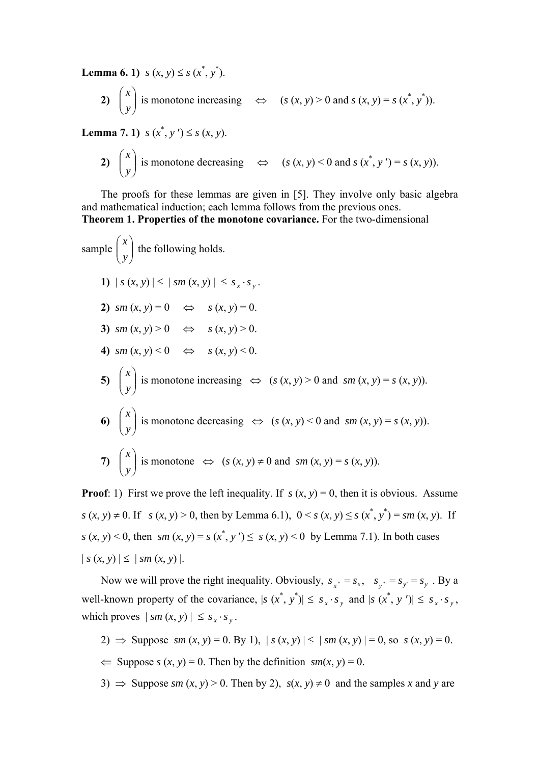**Lemma 6. 1)** $s(x, y) \le s(x^*, y^*)$.

**2)** $\begin{pmatrix} x \\ y \end{pmatrix}$ is monotone increasing $\Leftrightarrow$ $(s(x, y) > 0$ and $s(x, y) = s(x^*, y^*))$.

**Lemma 7. 1)** $s(x^*, y') \le s(x, y)$.

**2)** $\begin{pmatrix} x \\ y \end{pmatrix}$ is monotone decreasing $\Leftrightarrow$ $(s(x, y) < 0$ and $s(x^*, y') = s(x, y))$.

The proofs for these lemmas are given in [5]. They involve only basic algebra and mathematical induction; each lemma follows from the previous ones.

**Theorem 1. Properties of the monotone covariance.** For the two-dimensional sample $\begin{pmatrix} x \\ y \end{pmatrix}$ the following holds.

**1)** $|s(x, y)| \le |sm(x, y)| \le s_x \cdot s_y$.

**2)** $sm(x, y) = 0 \quad \Leftrightarrow \quad s(x, y) = 0$.

**3)** $sm(x, y) > 0 \quad \Leftrightarrow \quad s(x, y) > 0$.

**4)** $sm(x, y) < 0 \quad \Leftrightarrow \quad s(x, y) < 0$.

**5)** $\begin{pmatrix} x \\ y \end{pmatrix}$ is monotone increasing $\Leftrightarrow$ $(s(x, y) > 0$ and $sm(x, y) = s(x, y))$.

**6)** $\begin{pmatrix} x \\ y \end{pmatrix}$ is monotone decreasing $\Leftrightarrow$ $(s(x, y) < 0$ and $sm(x, y) = s(x, y))$.

**7)** $\begin{pmatrix} x \\ y \end{pmatrix}$ is monotone $\Leftrightarrow$ $(s(x, y) \ne 0$ and $sm(x, y) = s(x, y))$.

**Proof**: 1) First we prove the left inequality. If $s(x, y) = 0$, then it is obvious. Assume $s(x, y) \ne 0$. If $s(x, y) > 0$, then by Lemma 6.1), $0 < s(x, y) \le s(x^*, y^*) = sm(x, y)$. If $s(x, y) < 0$, then $sm(x, y) = s(x^*, y') \le s(x, y) < 0$ by Lemma 7.1). In both cases $|s(x, y)| \le |sm(x, y)|$.

Now we will prove the right inequality. Obviously, $s_{x^*} = s_x$, $s_{y^*} = s_{y'} = s_y$. By a well-known property of the covariance, $|s(x^*, y^*)| \le s_x \cdot s_y$ and $|s(x^*, y')| \le s_x \cdot s_y$, which proves $|sm(x, y)| \le s_x \cdot s_y$.

2) $\Rightarrow$ Suppose $sm(x, y) = 0$. By 1), $|s(x, y)| \le |sm(x, y)| = 0$, so $s(x, y) = 0$.

$\Leftarrow$ Suppose $s(x, y) = 0$. Then by the definition $sm(x, y) = 0$.

3) $\Rightarrow$ Suppose $sm(x, y) > 0$. Then by 2), $s(x, y) \ne 0$ and the samples $x$ and $y$ are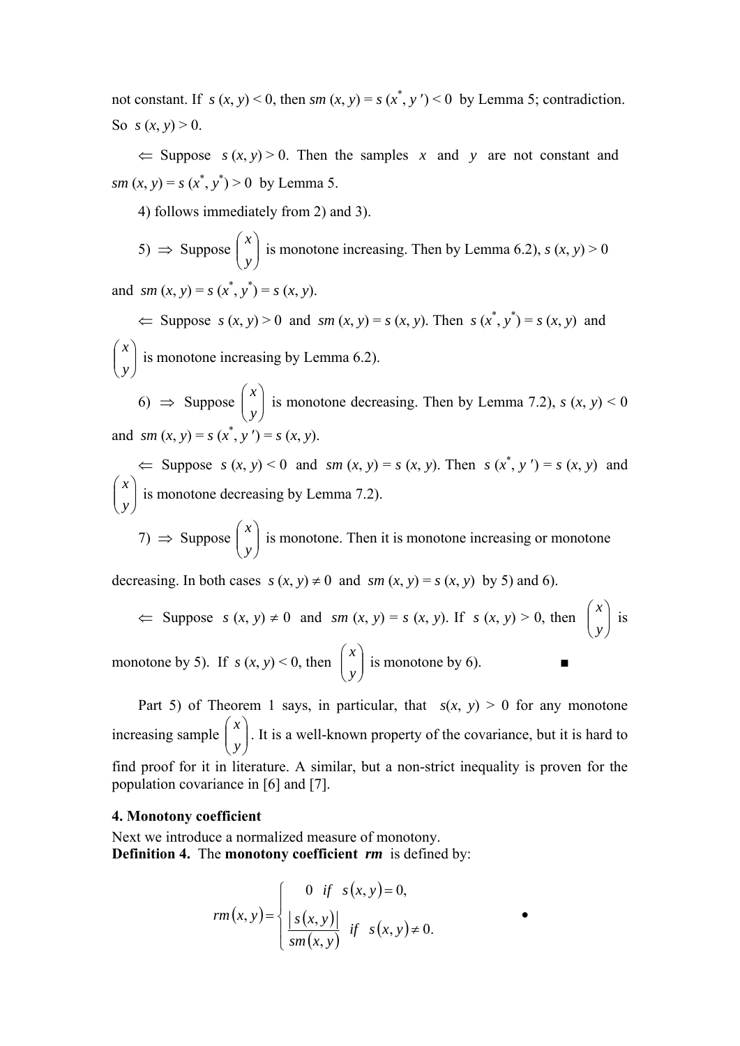not constant. If $s(x, y) < 0$, then $sm(x, y) = s(x^*, y') < 0$ by Lemma 5; contradiction. So $s(x, y) > 0$.

$\Leftarrow$ Suppose $s(x, y) > 0$. Then the samples $x$ and $y$ are not constant and $sm(x, y) = s(x^*, y^*) > 0$ by Lemma 5.

4) follows immediately from 2) and 3).

5) $\Rightarrow$ Suppose $\begin{pmatrix} x \\ y \end{pmatrix}$ is monotone increasing. Then by Lemma 6.2), $s(x, y) > 0$ and $sm(x, y) = s(x^*, y^*) = s(x, y)$.

$\Leftarrow$ Suppose $s(x, y) > 0$ and $sm(x, y) = s(x, y)$. Then $s(x^*, y^*) = s(x, y)$ and $\begin{pmatrix} x \\ y \end{pmatrix}$ is monotone increasing by Lemma 6.2).

6) $\Rightarrow$ Suppose $\begin{pmatrix} x \\ y \end{pmatrix}$ is monotone decreasing. Then by Lemma 7.2), $s(x, y) < 0$ and $sm(x, y) = s(x^*, y') = s(x, y)$.

$\Leftarrow$ Suppose $s(x, y) < 0$ and $sm(x, y) = s(x, y)$. Then $s(x^*, y') = s(x, y)$ and $\begin{pmatrix} x \\ y \end{pmatrix}$ is monotone decreasing by Lemma 7.2).

7) $\Rightarrow$ Suppose $\begin{pmatrix} x \\ y \end{pmatrix}$ is monotone. Then it is monotone increasing or monotone decreasing. In both cases $s(x, y) \neq 0$ and $sm(x, y) = s(x, y)$ by 5) and 6).

$\Leftarrow$ Suppose $s(x, y) \neq 0$ and $sm(x, y) = s(x, y)$. If $s(x, y) > 0$, then $\begin{pmatrix} x \\ y \end{pmatrix}$ is monotone by 5). If $s(x, y) < 0$, then $\begin{pmatrix} x \\ y \end{pmatrix}$ is monotone by 6). ■

Part 5) of Theorem 1 says, in particular, that $s(x, y) > 0$ for any monotone increasing sample $\begin{pmatrix} x \\ y \end{pmatrix}$. It is a well-known property of the covariance, but it is hard to find proof for it in literature. A similar, but a non-strict inequality is proven for the population covariance in [6] and [7].

### 4. Monotony coefficient

Next we introduce a normalized measure of monotony.

**Definition 4.** The **monotony coefficient** ***rm*** is defined by:

$$rm(x, y) = \begin{cases} 0 & if \quad s(x, y) = 0, \\ \dfrac{|s(x, y)|}{sm(x, y)} & if \quad s(x, y) \neq 0. \end{cases}$$

•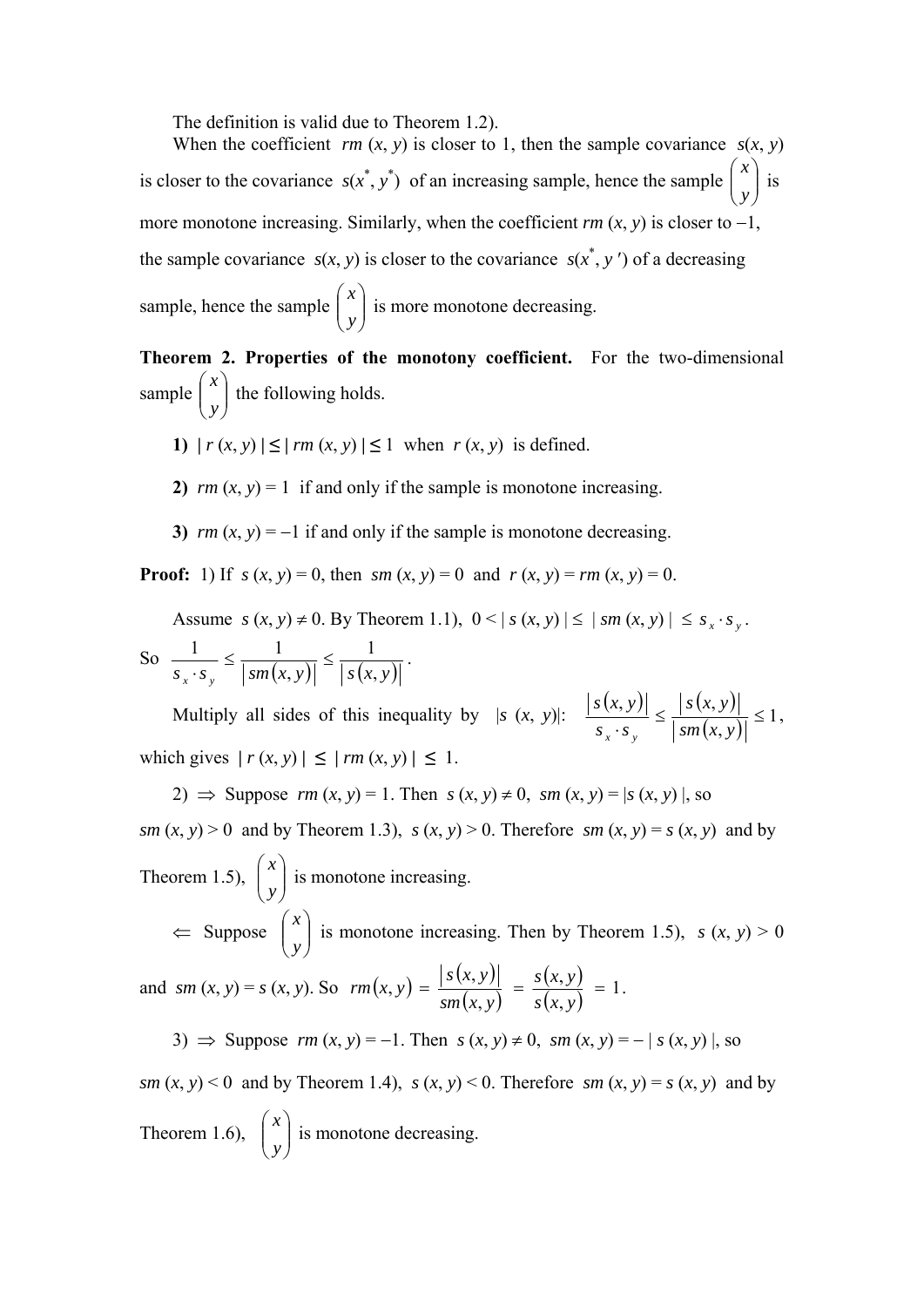The definition is valid due to Theorem 1.2).

When the coefficient $rm(x, y)$ is closer to 1, then the sample covariance $s(x, y)$ is closer to the covariance $s(x^*, y^*)$ of an increasing sample, hence the sample $\begin{pmatrix} x \\ y \end{pmatrix}$ is more monotone increasing. Similarly, when the coefficient $rm(x, y)$ is closer to $-1$, the sample covariance $s(x, y)$ is closer to the covariance $s(x^*, y')$ of a decreasing sample, hence the sample $\begin{pmatrix} x \\ y \end{pmatrix}$ is more monotone decreasing.

**Theorem 2. Properties of the monotony coefficient.** For the two-dimensional sample $\begin{pmatrix} x \\ y \end{pmatrix}$ the following holds.

**1)** $|r(x, y)| \leq |rm(x, y)| \leq 1$ when $r(x, y)$ is defined.

**2)** $rm(x, y) = 1$ if and only if the sample is monotone increasing.

**3)** $rm(x, y) = -1$ if and only if the sample is monotone decreasing.

**Proof:** 1) If $s(x, y) = 0$, then $sm(x, y) = 0$ and $r(x, y) = rm(x, y) = 0$.

Assume $s(x, y) \neq 0$. By Theorem 1.1), $0 < |s(x, y)| \leq |sm(x, y)| \leq s_x \cdot s_y$.

So $\dfrac{1}{s_x \cdot s_y} \leq \dfrac{1}{|sm(x, y)|} \leq \dfrac{1}{|s(x, y)|}$.

Multiply all sides of this inequality by $|s(x, y)|$: $\dfrac{|s(x, y)|}{s_x \cdot s_y} \leq \dfrac{|s(x, y)|}{|sm(x, y)|} \leq 1$,

which gives $|r(x, y)| \leq |rm(x, y)| \leq 1$.

2) $\Rightarrow$ Suppose $rm(x, y) = 1$. Then $s(x, y) \neq 0$, $sm(x, y) = |s(x, y)|$, so $sm(x, y) > 0$ and by Theorem 1.3), $s(x, y) > 0$. Therefore $sm(x, y) = s(x, y)$ and by Theorem 1.5), $\begin{pmatrix} x \\ y \end{pmatrix}$ is monotone increasing.

$\Leftarrow$ Suppose $\begin{pmatrix} x \\ y \end{pmatrix}$ is monotone increasing. Then by Theorem 1.5), $s(x, y) > 0$ and $sm(x, y) = s(x, y)$. So $rm(x, y) = \dfrac{|s(x, y)|}{sm(x, y)} = \dfrac{s(x, y)}{s(x, y)} = 1$.

3) $\Rightarrow$ Suppose $rm(x, y) = -1$. Then $s(x, y) \neq 0$, $sm(x, y) = -|s(x, y)|$, so $sm(x, y) < 0$ and by Theorem 1.4), $s(x, y) < 0$. Therefore $sm(x, y) = s(x, y)$ and by Theorem 1.6), $\begin{pmatrix} x \\ y \end{pmatrix}$ is monotone decreasing.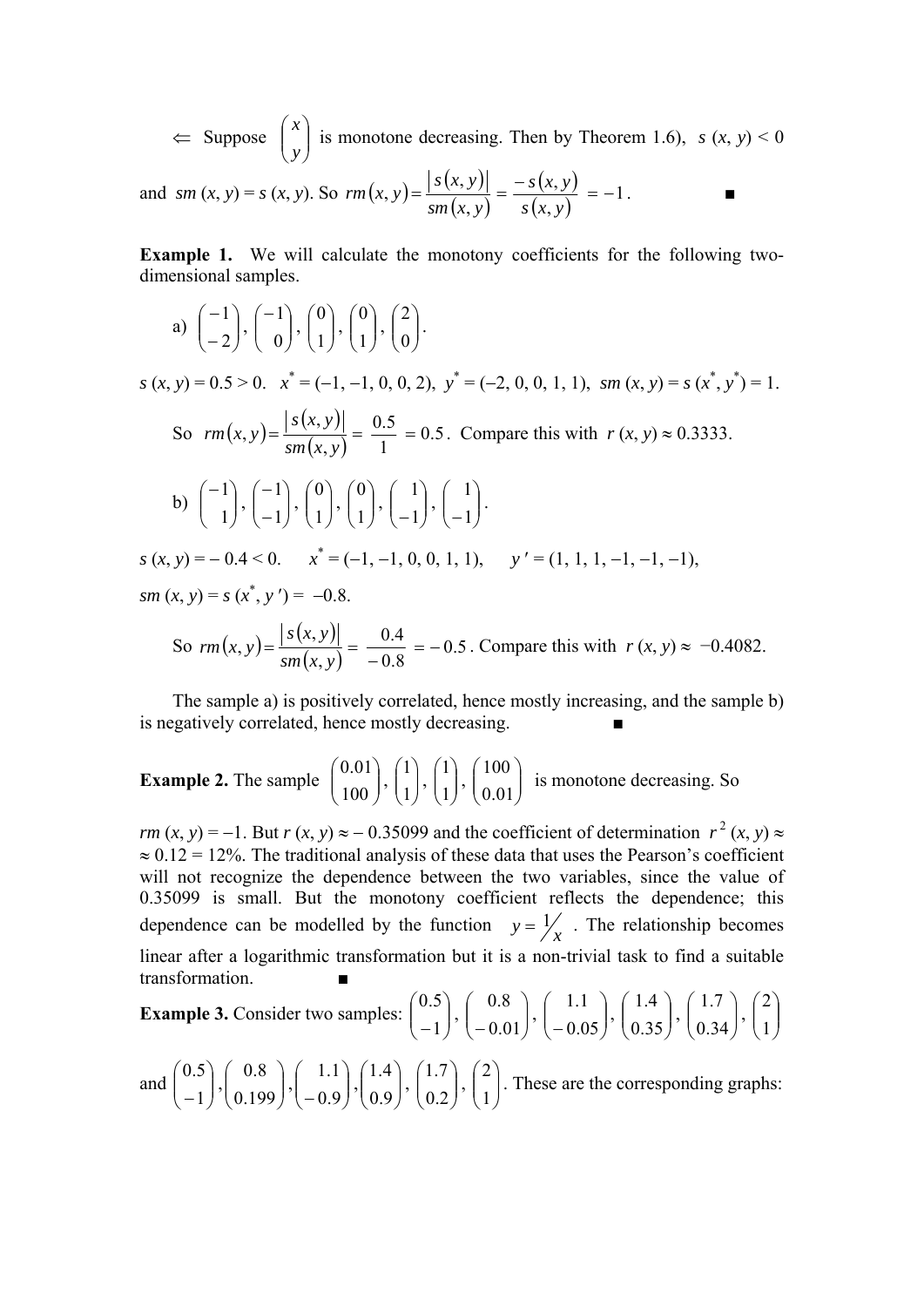$\Leftarrow$ Suppose $\begin{pmatrix} x \\ y \end{pmatrix}$ is monotone decreasing. Then by Theorem 1.6), $s\,(x, y) < 0$ and $sm\,(x, y) = s\,(x, y)$. So $rm(x,y) = \dfrac{|\,s(x,y)|}{sm(x,y)} = \dfrac{-s(x,y)}{s(x,y)} = -1$. ■

**Example 1.** We will calculate the monotony coefficients for the following two-dimensional samples.

a) $\begin{pmatrix} -1 \\ -2 \end{pmatrix}, \begin{pmatrix} -1 \\ 0 \end{pmatrix}, \begin{pmatrix} 0 \\ 1 \end{pmatrix}, \begin{pmatrix} 0 \\ 1 \end{pmatrix}, \begin{pmatrix} 2 \\ 0 \end{pmatrix}$.

$s\,(x, y) = 0.5 > 0$. $x^* = (-1, -1, 0, 0, 2)$, $y^* = (-2, 0, 0, 1, 1)$, $sm\,(x, y) = s\,(x^*, y^*) = 1$.

So $rm(x,y) = \dfrac{|\,s(x,y)|}{sm(x,y)} = \dfrac{0.5}{1} = 0.5$. Compare this with $r\,(x, y) \approx 0.3333$.

b) $\begin{pmatrix} -1 \\ 1 \end{pmatrix}, \begin{pmatrix} -1 \\ -1 \end{pmatrix}, \begin{pmatrix} 0 \\ 1 \end{pmatrix}, \begin{pmatrix} 0 \\ 1 \end{pmatrix}, \begin{pmatrix} 1 \\ -1 \end{pmatrix}, \begin{pmatrix} 1 \\ -1 \end{pmatrix}$.

$s\,(x, y) = -0.4 < 0$. $x^* = (-1, -1, 0, 0, 1, 1)$, $y' = (1, 1, 1, -1, -1, -1)$,

$sm\,(x, y) = s\,(x^*, y') = -0.8$.

So $rm(x,y) = \dfrac{|\,s(x,y)|}{sm(x,y)} = \dfrac{0.4}{-0.8} = -0.5$. Compare this with $r\,(x, y) \approx -0.4082$.

The sample a) is positively correlated, hence mostly increasing, and the sample b) is negatively correlated, hence mostly decreasing. ■

**Example 2.** The sample $\begin{pmatrix} 0.01 \\ 100 \end{pmatrix}, \begin{pmatrix} 1 \\ 1 \end{pmatrix}, \begin{pmatrix} 1 \\ 1 \end{pmatrix}, \begin{pmatrix} 100 \\ 0.01 \end{pmatrix}$ is monotone decreasing. So

$rm\,(x, y) = -1$. But $r\,(x, y) \approx -0.35099$ and the coefficient of determination $r^2\,(x, y) \approx \approx 0.12 = 12\%$. The traditional analysis of these data that uses the Pearson's coefficient will not recognize the dependence between the two variables, since the value of 0.35099 is small. But the monotony coefficient reflects the dependence; this dependence can be modelled by the function $y = 1/x$. The relationship becomes linear after a logarithmic transformation but it is a non-trivial task to find a suitable transformation. ■

**Example 3.** Consider two samples: $\begin{pmatrix} 0.5 \\ -1 \end{pmatrix}, \begin{pmatrix} 0.8 \\ -0.01 \end{pmatrix}, \begin{pmatrix} 1.1 \\ -0.05 \end{pmatrix}, \begin{pmatrix} 1.4 \\ 0.35 \end{pmatrix}, \begin{pmatrix} 1.7 \\ 0.34 \end{pmatrix}, \begin{pmatrix} 2 \\ 1 \end{pmatrix}$

and $\begin{pmatrix} 0.5 \\ -1 \end{pmatrix}, \begin{pmatrix} 0.8 \\ 0.199 \end{pmatrix}, \begin{pmatrix} 1.1 \\ -0.9 \end{pmatrix}, \begin{pmatrix} 1.4 \\ 0.9 \end{pmatrix}, \begin{pmatrix} 1.7 \\ 0.2 \end{pmatrix}, \begin{pmatrix} 2 \\ 1 \end{pmatrix}$. These are the corresponding graphs: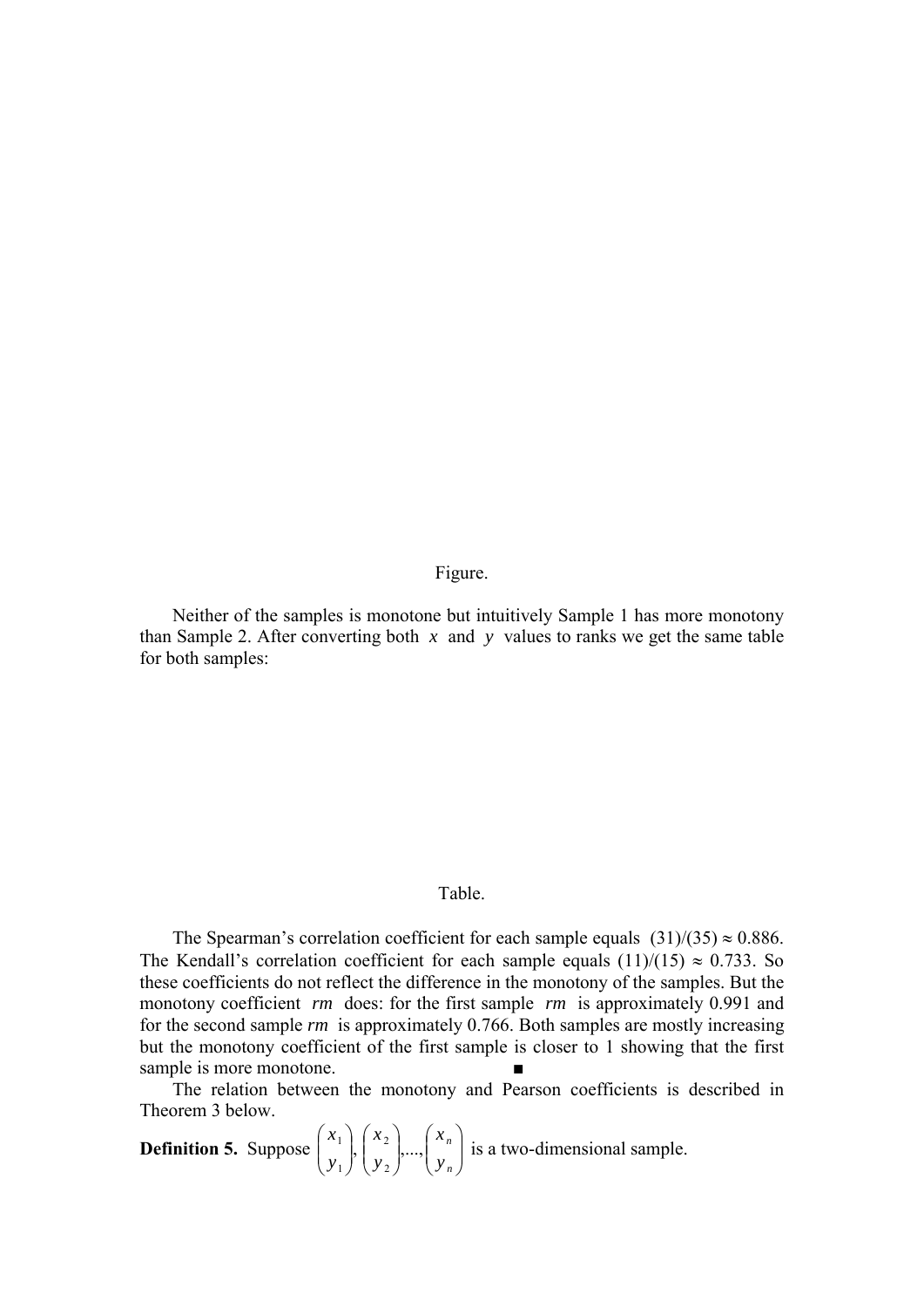Figure.

Neither of the samples is monotone but intuitively Sample 1 has more monotony than Sample 2. After converting both $x$ and $y$ values to ranks we get the same table for both samples:

Table.

The Spearman's correlation coefficient for each sample equals $(31)/(35) \approx 0.886$. The Kendall's correlation coefficient for each sample equals $(11)/(15) \approx 0.733$. So these coefficients do not reflect the difference in the monotony of the samples. But the monotony coefficient $rm$ does: for the first sample $rm$ is approximately 0.991 and for the second sample $rm$ is approximately 0.766. Both samples are mostly increasing but the monotony coefficient of the first sample is closer to 1 showing that the first sample is more monotone. ■

The relation between the monotony and Pearson coefficients is described in Theorem 3 below.

**Definition 5.** Suppose $\begin{pmatrix} x_1 \\ y_1 \end{pmatrix}, \begin{pmatrix} x_2 \\ y_2 \end{pmatrix}, ..., \begin{pmatrix} x_n \\ y_n \end{pmatrix}$ is a two-dimensional sample.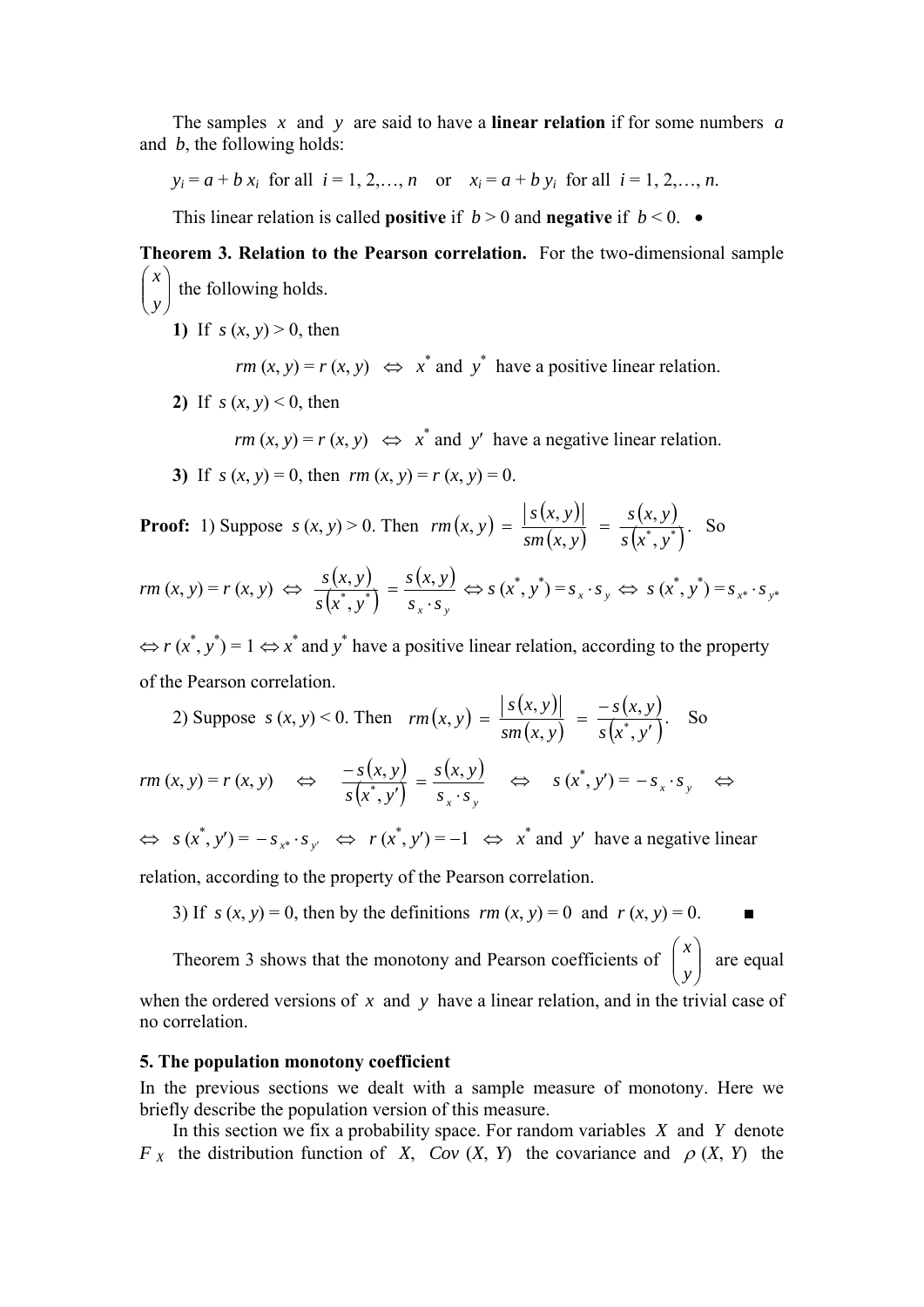The samples $x$ and $y$ are said to have a **linear relation** if for some numbers $a$ and $b$, the following holds:

$y_i = a + b\, x_i$ for all $i = 1, 2,\ldots, n$ or $x_i = a + b\, y_i$ for all $i = 1, 2,\ldots, n$.

This linear relation is called **positive** if $b > 0$ and **negative** if $b < 0$. •

**Theorem 3. Relation to the Pearson correlation.** For the two-dimensional sample $\begin{pmatrix} x \\ y \end{pmatrix}$ the following holds.

**1)** If $s(x, y) > 0$, then

$$rm(x, y) = r(x, y) \;\Leftrightarrow\; x^* \text{ and } y^* \text{ have a positive linear relation.}$$

**2)** If $s(x, y) < 0$, then

$$rm(x, y) = r(x, y) \;\Leftrightarrow\; x^* \text{ and } y' \text{ have a negative linear relation.}$$

**3)** If $s(x, y) = 0$, then $rm(x, y) = r(x, y) = 0$.

**Proof:** 1) Suppose $s(x, y) > 0$. Then $rm(x,y) = \dfrac{|s(x,y)|}{sm(x,y)} = \dfrac{s(x,y)}{s(x^*,y^*)}$. So

$$rm(x, y) = r(x, y) \Leftrightarrow \frac{s(x,y)}{s(x^*,y^*)} = \frac{s(x,y)}{s_x \cdot s_y} \Leftrightarrow s(x^*, y^*) = s_x \cdot s_y \Leftrightarrow s(x^*, y^*) = s_{x^*} \cdot s_{y^*}$$

$\Leftrightarrow r(x^*, y^*) = 1 \Leftrightarrow x^*$ and $y^*$ have a positive linear relation, according to the property of the Pearson correlation.

2) Suppose $s(x, y) < 0$. Then $rm(x,y) = \dfrac{|s(x,y)|}{sm(x,y)} = \dfrac{-s(x,y)}{s(x^*,y')}$. So

$$rm(x, y) = r(x, y) \quad\Leftrightarrow\quad \frac{-s(x,y)}{s(x^*,y')} = \frac{s(x,y)}{s_x \cdot s_y} \quad\Leftrightarrow\quad s(x^*, y') = -s_x \cdot s_y \quad\Leftrightarrow$$

$\Leftrightarrow\; s(x^*, y') = -s_{x^*} \cdot s_{y'} \;\Leftrightarrow\; r(x^*, y') = -1 \;\Leftrightarrow\; x^*$ and $y'$ have a negative linear relation, according to the property of the Pearson correlation.

3) If $s(x, y) = 0$, then by the definitions $rm(x, y) = 0$ and $r(x, y) = 0$. ■

Theorem 3 shows that the monotony and Pearson coefficients of $\begin{pmatrix} x \\ y \end{pmatrix}$ are equal when the ordered versions of $x$ and $y$ have a linear relation, and in the trivial case of no correlation.

## 5. The population monotony coefficient

In the previous sections we dealt with a sample measure of monotony. Here we briefly describe the population version of this measure.

In this section we fix a probability space. For random variables $X$ and $Y$ denote $F_X$ the distribution function of $X$, $Cov(X, Y)$ the covariance and $\rho(X, Y)$ the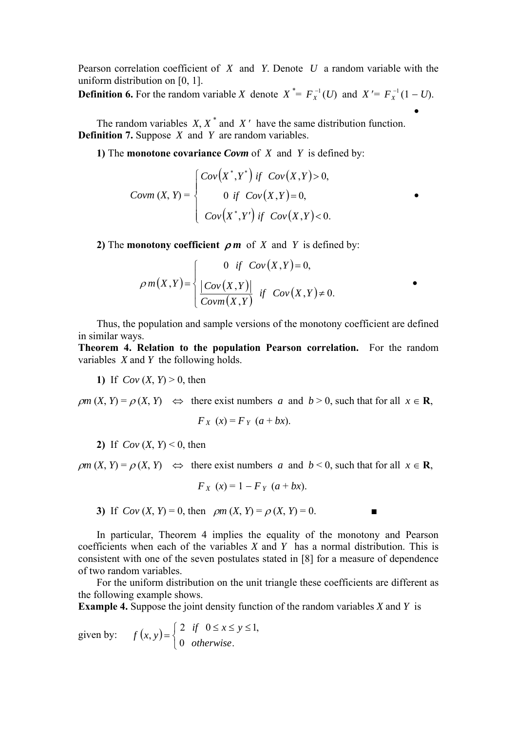Pearson correlation coefficient of $X$ and $Y$. Denote $U$ a random variable with the uniform distribution on [0, 1].

**Definition 6.** For the random variable $X$ denote $X^* = F_X^{-1}(U)$ and $X' = F_X^{-1}(1 - U)$. •

The random variables $X, X^*$ and $X'$ have the same distribution function.

**Definition 7.** Suppose $X$ and $Y$ are random variables.

**1)** The **monotone covariance *Covm*** of $X$ and $Y$ is defined by:

$$Covm\,(X, Y) = \begin{cases} Cov\left(X^*, Y^*\right) \; if \;\; Cov\left(X, Y\right) > 0, \\ \quad 0 \;\; if \;\; Cov\left(X, Y\right) = 0, \\ Cov\left(X^*, Y'\right) \; if \;\; Cov\left(X, Y\right) < 0. \end{cases}$$ •

**2)** The **monotony coefficient $\rho m$** of $X$ and $Y$ is defined by:

$$\rho m\left(X, Y\right) = \begin{cases} \quad 0 \;\; if \;\; Cov\left(X, Y\right) = 0, \\ \dfrac{\left|Cov\left(X, Y\right)\right|}{Covm\left(X, Y\right)} \;\; if \;\; Cov\left(X, Y\right) \neq 0. \end{cases}$$ •

Thus, the population and sample versions of the monotony coefficient are defined in similar ways.

**Theorem 4. Relation to the population Pearson correlation.** For the random variables $X$ and $Y$ the following holds.

**1)** If $Cov\,(X, Y) > 0$, then

$\rho m\,(X, Y) = \rho\,(X, Y) \;\; \Leftrightarrow \;\;$ there exist numbers $a$ and $b > 0$, such that for all $x \in \mathbf{R}$,

$$F_X\;(x) = F_Y\;(a + bx).$$

**2)** If $Cov\,(X, Y) < 0$, then

$\rho m\,(X, Y) = \rho\,(X, Y) \;\; \Leftrightarrow \;\;$ there exist numbers $a$ and $b < 0$, such that for all $x \in \mathbf{R}$,

$$F_X\;(x) = 1 - F_Y\;(a + bx).$$

**3)** If $Cov\,(X, Y) = 0$, then $\rho m\,(X, Y) = \rho\,(X, Y) = 0$. ■

In particular, Theorem 4 implies the equality of the monotony and Pearson coefficients when each of the variables $X$ and $Y$ has a normal distribution. This is consistent with one of the seven postulates stated in [8] for a measure of dependence of two random variables.

For the uniform distribution on the unit triangle these coefficients are different as the following example shows.

**Example 4.** Suppose the joint density function of the random variables $X$ and $Y$ is

given by: $\quad f\left(x, y\right) = \begin{cases} 2 \;\; if \;\; 0 \leq x \leq y \leq 1, \\ 0 \;\; otherwise. \end{cases}$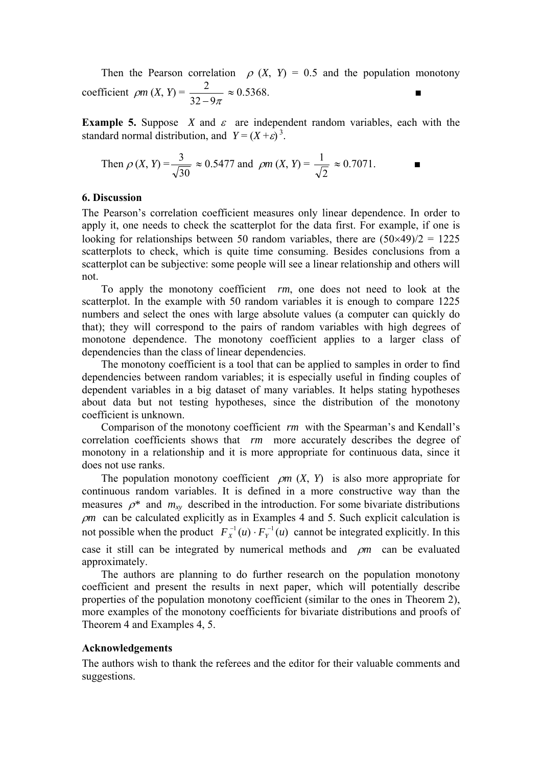Then the Pearson correlation $\rho\ (X,\ Y)\ =\ 0.5$ and the population monotony coefficient $\rho m\ (X,\ Y) = \dfrac{2}{32-9\pi} \approx 0.5368.$ ■

**Example 5.** Suppose $X$ and $\varepsilon$ are independent random variables, each with the standard normal distribution, and $Y = (X+\varepsilon)^3$.

Then $\rho\ (X,\ Y) = \dfrac{3}{\sqrt{30}} \approx 0.5477$ and $\rho m\ (X,\ Y) = \dfrac{1}{\sqrt{2}} \approx 0.7071.$ ■

## 6. Discussion

The Pearson's correlation coefficient measures only linear dependence. In order to apply it, one needs to check the scatterplot for the data first. For example, if one is looking for relationships between 50 random variables, there are $(50\times49)/2 = 1225$ scatterplots to check, which is quite time consuming. Besides conclusions from a scatterplot can be subjective: some people will see a linear relationship and others will not.

To apply the monotony coefficient $rm$, one does not need to look at the scatterplot. In the example with 50 random variables it is enough to compare 1225 numbers and select the ones with large absolute values (a computer can quickly do that); they will correspond to the pairs of random variables with high degrees of monotone dependence. The monotony coefficient applies to a larger class of dependencies than the class of linear dependencies.

The monotony coefficient is a tool that can be applied to samples in order to find dependencies between random variables; it is especially useful in finding couples of dependent variables in a big dataset of many variables. It helps stating hypotheses about data but not testing hypotheses, since the distribution of the monotony coefficient is unknown.

Comparison of the monotony coefficient $rm$ with the Spearman's and Kendall's correlation coefficients shows that $rm$ more accurately describes the degree of monotony in a relationship and it is more appropriate for continuous data, since it does not use ranks.

The population monotony coefficient $\rho m\ (X,\ Y)$ is also more appropriate for continuous random variables. It is defined in a more constructive way than the measures $\rho^*$ and $m_{xy}$ described in the introduction. For some bivariate distributions $\rho m$ can be calculated explicitly as in Examples 4 and 5. Such explicit calculation is not possible when the product $F_X^{-1}(u)\cdot F_Y^{-1}(u)$ cannot be integrated explicitly. In this case it still can be integrated by numerical methods and $\rho m$ can be evaluated approximately.

The authors are planning to do further research on the population monotony coefficient and present the results in next paper, which will potentially describe properties of the population monotony coefficient (similar to the ones in Theorem 2), more examples of the monotony coefficients for bivariate distributions and proofs of Theorem 4 and Examples 4, 5.

## Acknowledgements

The authors wish to thank the referees and the editor for their valuable comments and suggestions.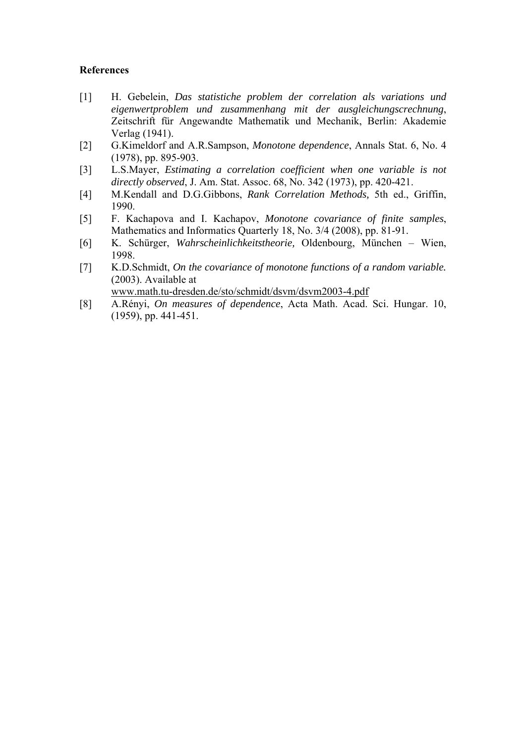**References**

[1] H. Gebelein, *Das statistiche problem der correlation als variations und eigenwertproblem und zusammenhang mit der ausgleichungscrechnung*, Zeitschrift für Angewandte Mathematik und Mechanik, Berlin: Akademie Verlag (1941).

[2] G.Kimeldorf and A.R.Sampson, *Monotone dependence*, Annals Stat. 6, No. 4 (1978), pp. 895-903.

[3] L.S.Mayer, *Estimating a correlation coefficient when one variable is not directly observed*, J. Am. Stat. Assoc. 68, No. 342 (1973), pp. 420-421.

[4] M.Kendall and D.G.Gibbons, *Rank Correlation Methods,* 5th ed., Griffin, 1990.

[5] F. Kachapova and I. Kachapov, *Monotone covariance of finite samples*, Mathematics and Informatics Quarterly 18, No. 3/4 (2008), pp. 81-91.

[6] K. Schürger, *Wahrscheinlichkeitstheorie,* Oldenbourg, München – Wien, 1998.

[7] K.D.Schmidt, *On the covariance of monotone functions of a random variable.* (2003). Available at www.math.tu-dresden.de/sto/schmidt/dsvm/dsvm2003-4.pdf

[8] A.Rényi, *On measures of dependence*, Acta Math. Acad. Sci. Hungar. 10, (1959), pp. 441-451.